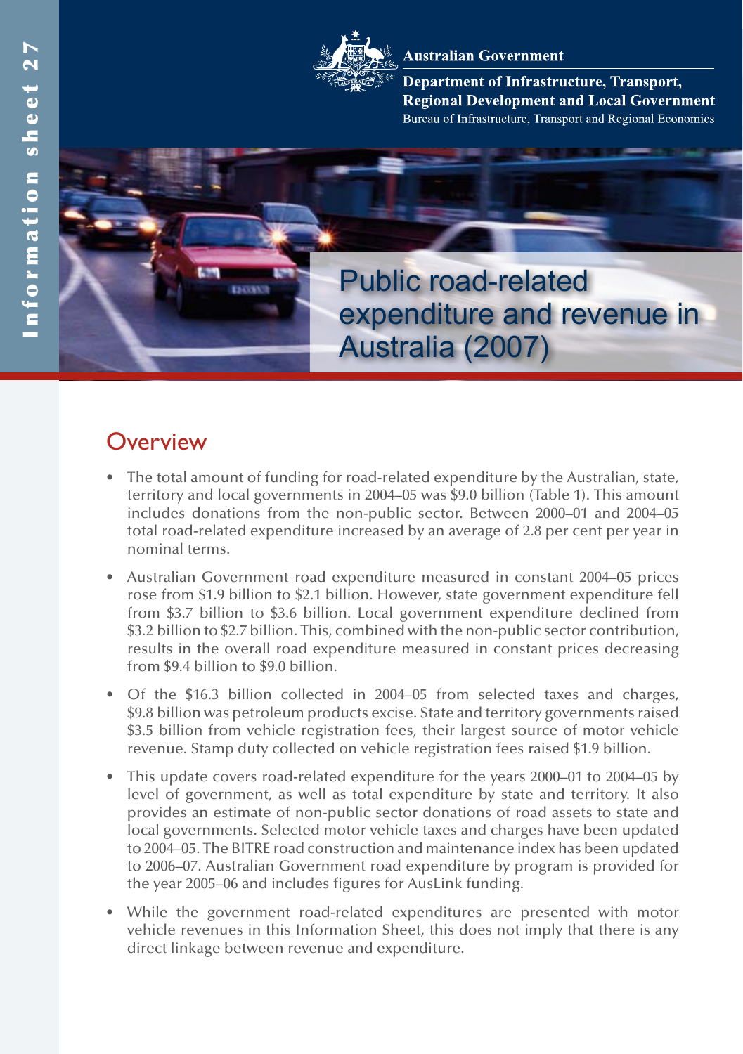Information sheet 27

Australian Government

Department of Infrastructure, Transport, Regional Development and Local Government

Bureau of Infrastructure, Transport and Regional Economics

# Public road-related expenditure and revenue in Australia (2007)

## Overview

- The total amount of funding for road-related expenditure by the Australian, state, territory and local governments in 2004–05 was $9.0 billion (Table 1). This amount includes donations from the non-public sector. Between 2000–01 and 2004–05 total road-related expenditure increased by an average of 2.8 per cent per year in nominal terms.
- Australian Government road expenditure measured in constant 2004–05 prices rose from $1.9 billion to $2.1 billion. However, state government expenditure fell from $3.7 billion to $3.6 billion. Local government expenditure declined from $3.2 billion to $2.7 billion. This, combined with the non-public sector contribution, results in the overall road expenditure measured in constant prices decreasing from $9.4 billion to $9.0 billion.
- Of the $16.3 billion collected in 2004–05 from selected taxes and charges, $9.8 billion was petroleum products excise. State and territory governments raised $3.5 billion from vehicle registration fees, their largest source of motor vehicle revenue. Stamp duty collected on vehicle registration fees raised $1.9 billion.
- This update covers road-related expenditure for the years 2000–01 to 2004–05 by level of government, as well as total expenditure by state and territory. It also provides an estimate of non-public sector donations of road assets to state and local governments. Selected motor vehicle taxes and charges have been updated to 2004–05. The BITRE road construction and maintenance index has been updated to 2006–07. Australian Government road expenditure by program is provided for the year 2005–06 and includes figures for AusLink funding.
- While the government road-related expenditures are presented with motor vehicle revenues in this Information Sheet, this does not imply that there is any direct linkage between revenue and expenditure.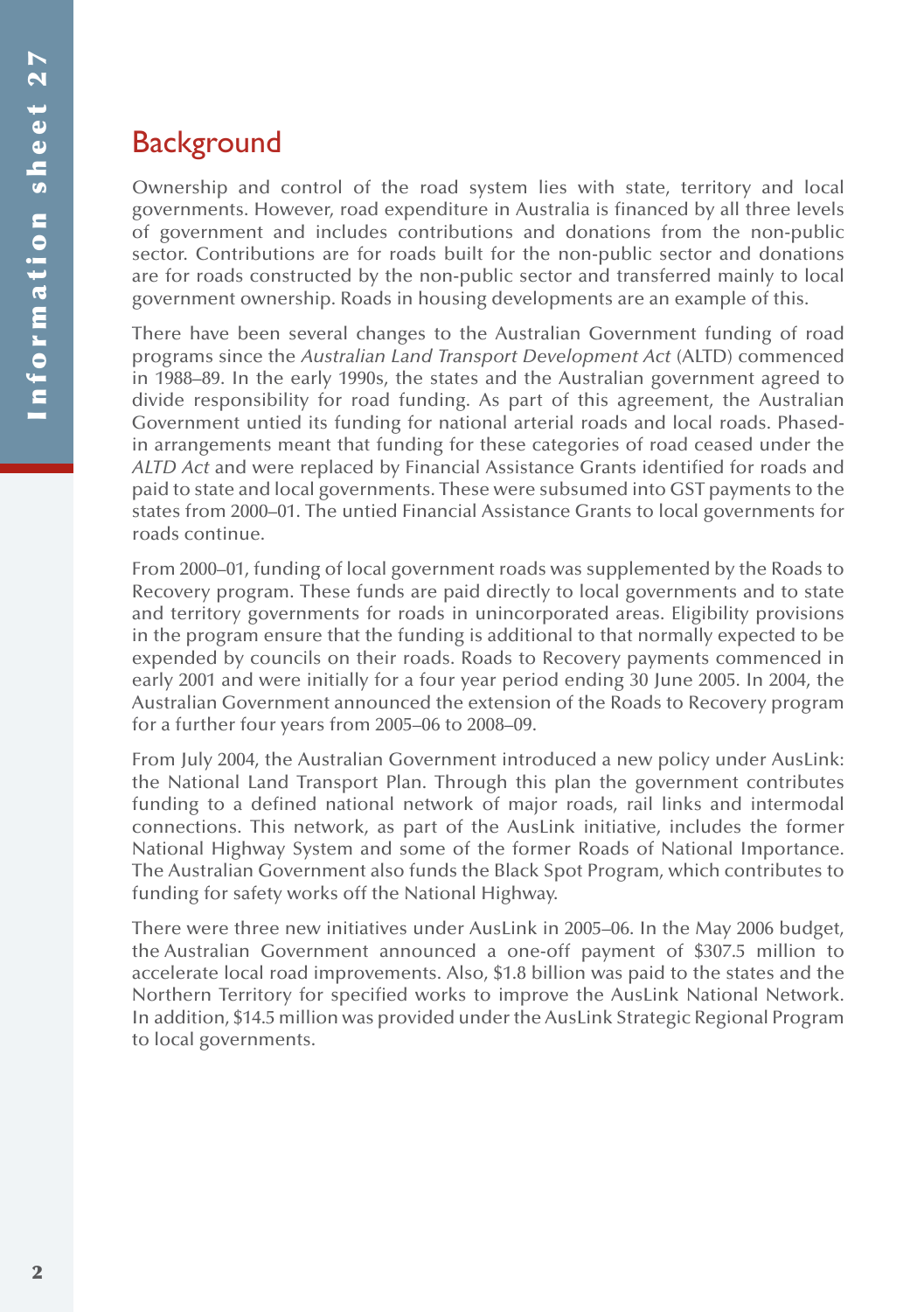## Background

Ownership and control of the road system lies with state, territory and local governments. However, road expenditure in Australia is financed by all three levels of government and includes contributions and donations from the non-public sector. Contributions are for roads built for the non-public sector and donations are for roads constructed by the non-public sector and transferred mainly to local government ownership. Roads in housing developments are an example of this.

There have been several changes to the Australian Government funding of road programs since the *Australian Land Transport Development Act* (ALTD) commenced in 1988–89. In the early 1990s, the states and the Australian government agreed to divide responsibility for road funding. As part of this agreement, the Australian Government untied its funding for national arterial roads and local roads. Phased-in arrangements meant that funding for these categories of road ceased under the *ALTD Act* and were replaced by Financial Assistance Grants identified for roads and paid to state and local governments. These were subsumed into GST payments to the states from 2000–01. The untied Financial Assistance Grants to local governments for roads continue.

From 2000–01, funding of local government roads was supplemented by the Roads to Recovery program. These funds are paid directly to local governments and to state and territory governments for roads in unincorporated areas. Eligibility provisions in the program ensure that the funding is additional to that normally expected to be expended by councils on their roads. Roads to Recovery payments commenced in early 2001 and were initially for a four year period ending 30 June 2005. In 2004, the Australian Government announced the extension of the Roads to Recovery program for a further four years from 2005–06 to 2008–09.

From July 2004, the Australian Government introduced a new policy under AusLink: the National Land Transport Plan. Through this plan the government contributes funding to a defined national network of major roads, rail links and intermodal connections. This network, as part of the AusLink initiative, includes the former National Highway System and some of the former Roads of National Importance. The Australian Government also funds the Black Spot Program, which contributes to funding for safety works off the National Highway.

There were three new initiatives under AusLink in 2005–06. In the May 2006 budget, the Australian Government announced a one-off payment of $307.5 million to accelerate local road improvements. Also, $1.8 billion was paid to the states and the Northern Territory for specified works to improve the AusLink National Network. In addition, $14.5 million was provided under the AusLink Strategic Regional Program to local governments.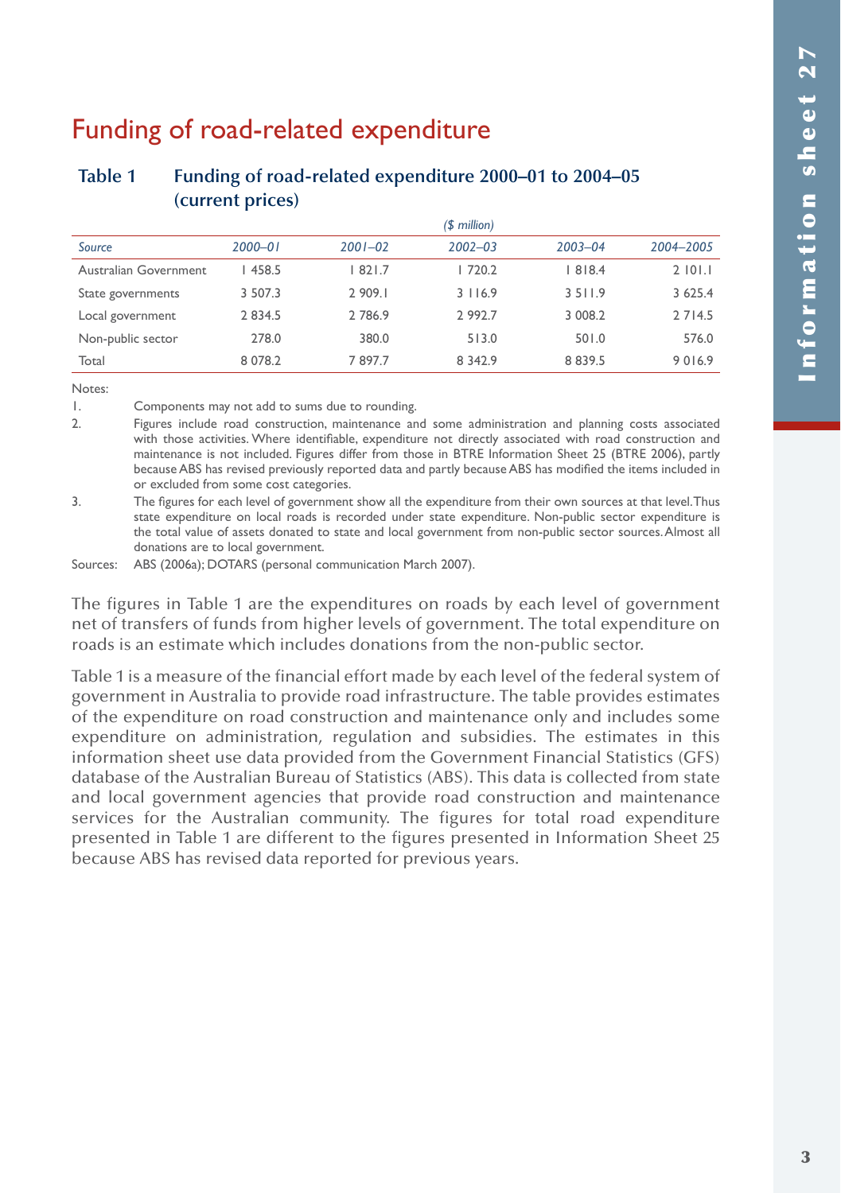# Funding of road-related expenditure

**Table 1 Funding of road-related expenditure 2000–01 to 2004–05 (current prices)**

| | ($ million) | | | | |
|---|---|---|---|---|---|
| *Source* | *2000–01* | *2001–02* | *2002–03* | *2003–04* | *2004–2005* |
| Australian Government | 1 458.5 | 1 821.7 | 1 720.2 | 1 818.4 | 2 101.1 |
| State governments | 3 507.3 | 2 909.1 | 3 116.9 | 3 511.9 | 3 625.4 |
| Local government | 2 834.5 | 2 786.9 | 2 992.7 | 3 008.2 | 2 714.5 |
| Non-public sector | 278.0 | 380.0 | 513.0 | 501.0 | 576.0 |
| Total | 8 078.2 | 7 897.7 | 8 342.9 | 8 839.5 | 9 016.9 |

Notes:

1. Components may not add to sums due to rounding.
2. Figures include road construction, maintenance and some administration and planning costs associated with those activities. Where identifiable, expenditure not directly associated with road construction and maintenance is not included. Figures differ from those in BTRE Information Sheet 25 (BTRE 2006), partly because ABS has revised previously reported data and partly because ABS has modified the items included in or excluded from some cost categories.
3. The figures for each level of government show all the expenditure from their own sources at that level. Thus state expenditure on local roads is recorded under state expenditure. Non-public sector expenditure is the total value of assets donated to state and local government from non-public sector sources. Almost all donations are to local government.

Sources: ABS (2006a); DOTARS (personal communication March 2007).

The figures in Table 1 are the expenditures on roads by each level of government net of transfers of funds from higher levels of government. The total expenditure on roads is an estimate which includes donations from the non-public sector.

Table 1 is a measure of the financial effort made by each level of the federal system of government in Australia to provide road infrastructure. The table provides estimates of the expenditure on road construction and maintenance only and includes some expenditure on administration, regulation and subsidies. The estimates in this information sheet use data provided from the Government Financial Statistics (GFS) database of the Australian Bureau of Statistics (ABS). This data is collected from state and local government agencies that provide road construction and maintenance services for the Australian community. The figures for total road expenditure presented in Table 1 are different to the figures presented in Information Sheet 25 because ABS has revised data reported for previous years.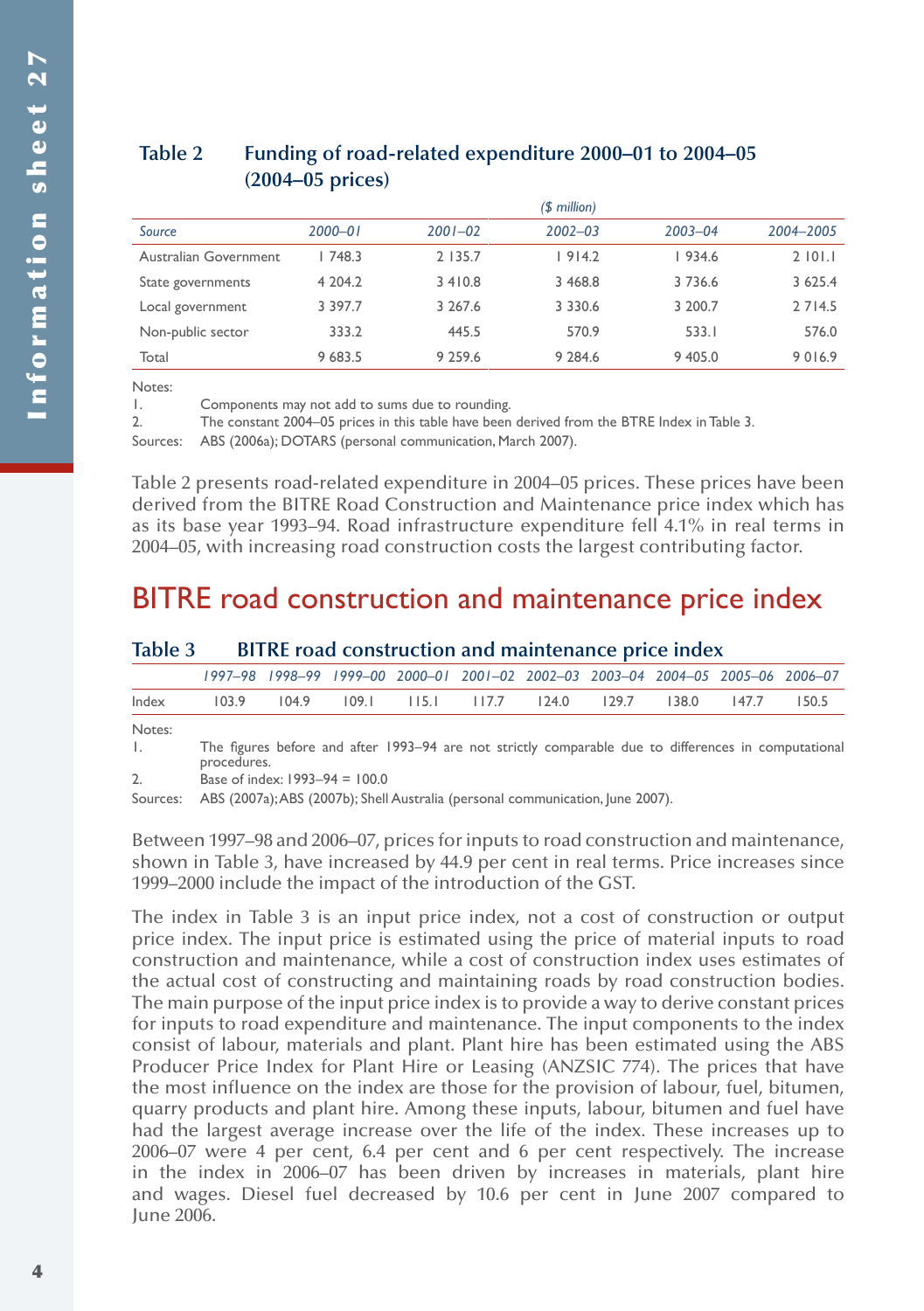### Table 2 Funding of road-related expenditure 2000–01 to 2004–05 (2004–05 prices)

*($ million)*

| *Source* | *2000–01* | *2001–02* | *2002–03* | *2003–04* | *2004–2005* |
|---|---|---|---|---|---|
| Australian Government | 1 748.3 | 2 135.7 | 1 914.2 | 1 934.6 | 2 101.1 |
| State governments | 4 204.2 | 3 410.8 | 3 468.8 | 3 736.6 | 3 625.4 |
| Local government | 3 397.7 | 3 267.6 | 3 330.6 | 3 200.7 | 2 714.5 |
| Non-public sector | 333.2 | 445.5 | 570.9 | 533.1 | 576.0 |
| Total | 9 683.5 | 9 259.6 | 9 284.6 | 9 405.0 | 9 016.9 |

Notes:
1. Components may not add to sums due to rounding.
2. The constant 2004–05 prices in this table have been derived from the BTRE Index in Table 3.

Sources: ABS (2006a); DOTARS (personal communication, March 2007).

Table 2 presents road-related expenditure in 2004–05 prices. These prices have been derived from the BITRE Road Construction and Maintenance price index which has as its base year 1993–94. Road infrastructure expenditure fell 4.1% in real terms in 2004–05, with increasing road construction costs the largest contributing factor.

## BITRE road construction and maintenance price index

### Table 3 BITRE road construction and maintenance price index

| | *1997–98* | *1998–99* | *1999–00* | *2000–01* | *2001–02* | *2002–03* | *2003–04* | *2004–05* | *2005–06* | *2006–07* |
|---|---|---|---|---|---|---|---|---|---|---|
| Index | 103.9 | 104.9 | 109.1 | 115.1 | 117.7 | 124.0 | 129.7 | 138.0 | 147.7 | 150.5 |

Notes:
1. The figures before and after 1993–94 are not strictly comparable due to differences in computational procedures.
2. Base of index: 1993–94 = 100.0

Sources: ABS (2007a); ABS (2007b); Shell Australia (personal communication, June 2007).

Between 1997–98 and 2006–07, prices for inputs to road construction and maintenance, shown in Table 3, have increased by 44.9 per cent in real terms. Price increases since 1999–2000 include the impact of the introduction of the GST.

The index in Table 3 is an input price index, not a cost of construction or output price index. The input price is estimated using the price of material inputs to road construction and maintenance, while a cost of construction index uses estimates of the actual cost of constructing and maintaining roads by road construction bodies. The main purpose of the input price index is to provide a way to derive constant prices for inputs to road expenditure and maintenance. The input components to the index consist of labour, materials and plant. Plant hire has been estimated using the ABS Producer Price Index for Plant Hire or Leasing (ANZSIC 774). The prices that have the most influence on the index are those for the provision of labour, fuel, bitumen, quarry products and plant hire. Among these inputs, labour, bitumen and fuel have had the largest average increase over the life of the index. These increases up to 2006–07 were 4 per cent, 6.4 per cent and 6 per cent respectively. The increase in the index in 2006–07 has been driven by increases in materials, plant hire and wages. Diesel fuel decreased by 10.6 per cent in June 2007 compared to June 2006.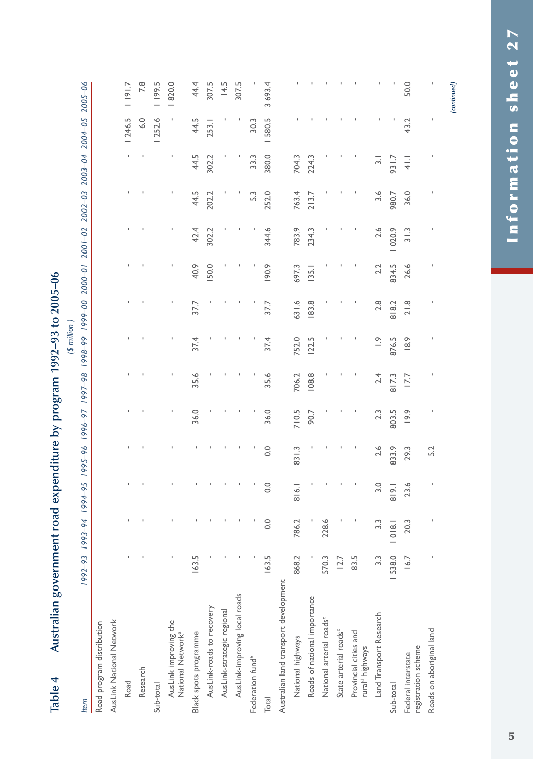## Table 4 Australian government road expenditure by program 1992–93 to 2005–06

*($ million)*

| *Item* | *1992–93* | *1993–94* | *1994–95* | *1995–96* | *1996–97* | *1997–98* | *1998–99* | *1999–00* | *2000–01* | *2001–02* | *2002–03* | *2003–04* | *2004–05* | *2005–06* |
|---|---|---|---|---|---|---|---|---|---|---|---|---|---|---|
| Road program distribution | | | | | | | | | | | | | | |
| AusLink National Network | | | | | | | | | | | | | | |
| Road | - | - | - | - | - | - | - | - | - | - | - | - | 1 246.5 | 1 191.7 |
| Research | - | - | - | - | - | - | - | - | - | - | - | - | 6.0 | 7.8 |
| Sub-total | | | | | | | | | | | | | 1 252.6 | 1 199.5 |
| AusLink improving the National Network[a] | - | - | - | - | - | - | - | - | - | - | - | - | - | 1 820.0 |
| Black spots programme | 163.5 | - | - | - | 36.0 | 35.6 | 37.4 | 37.7 | 40.9 | 42.4 | 44.5 | 44.5 | 44.5 | 44.4 |
| AusLink-roads to recovery | - | - | - | - | - | - | - | - | 150.0 | 302.2 | 202.2 | 302.2 | 253.1 | 307.5 |
| AusLink-strategic regional | - | - | - | - | - | - | - | - | - | - | - | - | - | 14.5 |
| AusLink-improving local roads | - | - | - | - | - | - | - | - | - | - | - | - | - | 307.5 |
| Federation fund[b] | - | - | - | - | - | - | - | - | - | - | 5.3 | 33.3 | 30.3 | - |
| Total | 163.5 | 0.0 | 0.0 | 0.0 | 36.0 | 35.6 | 37.4 | 37.7 | 190.9 | 344.6 | 252.0 | 380.0 | 1 580.5 | 3 693.4 |
| Australian land transport development | | | | | | | | | | | | | | |
| National highways | 868.2 | 786.2 | 816.1 | 831.3 | 710.5 | 706.2 | 752.0 | 631.6 | 697.3 | 783.9 | 763.4 | 704.3 | - | - |
| Roads of national importance | - | - | - | - | 90.7 | 108.8 | 122.5 | 183.8 | 135.1 | 234.3 | 213.7 | 224.3 | - | - |
| National arterial roads[c] | 570.3 | 228.6 | - | - | - | - | - | - | - | - | - | - | - | - |
| State arterial roads[c] | 12.7 | - | - | - | - | - | - | - | - | - | - | - | - | - |
| Provincial cities and rural[d] highways | 83.5 | - | - | - | - | - | - | - | - | - | - | - | - | - |
| Land Transport Research | 3.3 | 3.3 | 3.0 | 2.6 | 2.3 | 2.4 | 1.9 | 2.8 | 2.2 | 2.6 | 3.6 | 3.1 | - | - |
| Sub-total | 1 538.0 | 1 018.1 | 819.1 | 833.9 | 803.5 | 817.3 | 876.5 | 818.2 | 834.5 | 1 020.9 | 980.7 | 931.7 | - | - |
| Federal interstate registration scheme | 16.7 | 20.3 | 23.6 | 29.3 | 19.9 | 17.7 | 18.9 | 21.8 | 26.6 | 31.3 | 36.0 | 41.1 | 43.2 | 50.0 |
| Roads on aboriginal land | - | - | - | 5.2 | - | - | - | - | - | - | - | - | - | - |

*(continued)*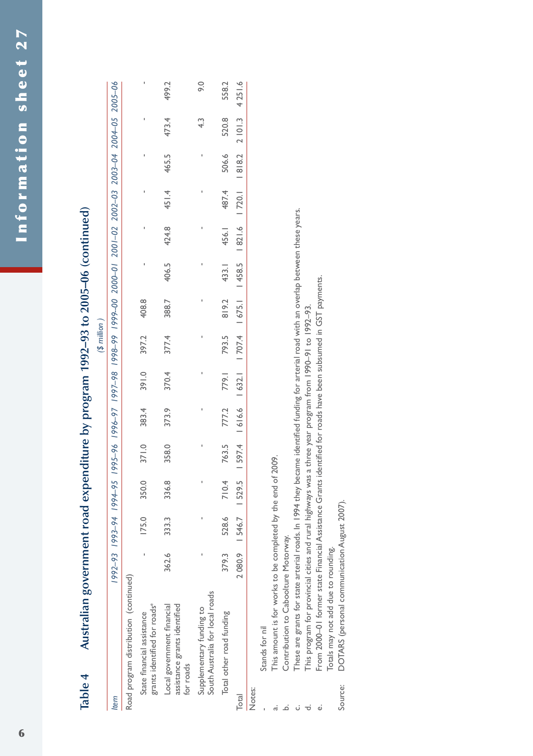## Table 4 Australian government road expenditure by program 1992–93 to 2005–06 (continued)

*($ million)*

| *Item* | *1992–93* | *1993–94* | *1994–95* | *1995–96* | *1996–97* | *1997–98* | *1998–99* | *1999–00* | *2000–01* | *2001–02* | *2002–03* | *2003–04* | *2004–05* | *2005–06* |
|---|---|---|---|---|---|---|---|---|---|---|---|---|---|---|
| Road program distribution (continued) | | | | | | | | | | | | | | |
| State financial assistance grants identified for roads[e] | - | 175.0 | 350.0 | 371.0 | 383.4 | 391.0 | 397.2 | 408.8 | - | - | - | - | - | - |
| Local government financial assistance grants identified for roads | 362.6 | 333.3 | 336.8 | 358.0 | 373.9 | 370.4 | 377.4 | 388.7 | 406.5 | 424.8 | 451.4 | 465.5 | 473.4 | 499.2 |
| Supplementary funding to South Australia for local roads | - | - | - | - | - | - | - | - | - | - | - | - | 4.3 | 9.0 |
| Total other road funding | 379.3 | 528.6 | 710.4 | 763.5 | 777.2 | 779.1 | 793.5 | 819.2 | 433.1 | 456.1 | 487.4 | 506.6 | 520.8 | 558.2 |
| Total | 2 080.9 | 1 546.7 | 1 529.5 | 1 597.4 | 1 616.6 | 1 632.1 | 1 707.4 | 1 675.1 | 1 458.5 | 1 821.6 | 1 720.1 | 1 818.2 | 2 101.3 | 4 251.6 |

Notes:

- \- Stands for nil
- a. This amount is for works to be completed by the end of 2009.
- b. Contribution to Caboolture Motorway.
- c. These are grants for state arterial roads. In 1994 they became identified funding for arterial road with an overlap between these years.
- d. This program for provincial cities and rural highways was a three year program from 1990–91 to 1992–93.
- e. From 2000–01 former state Financial Assistance Grants identified for roads have been subsumed in GST payments.
- Totals may not add due to rounding.

Source: DOTARS (personal communication August 2007).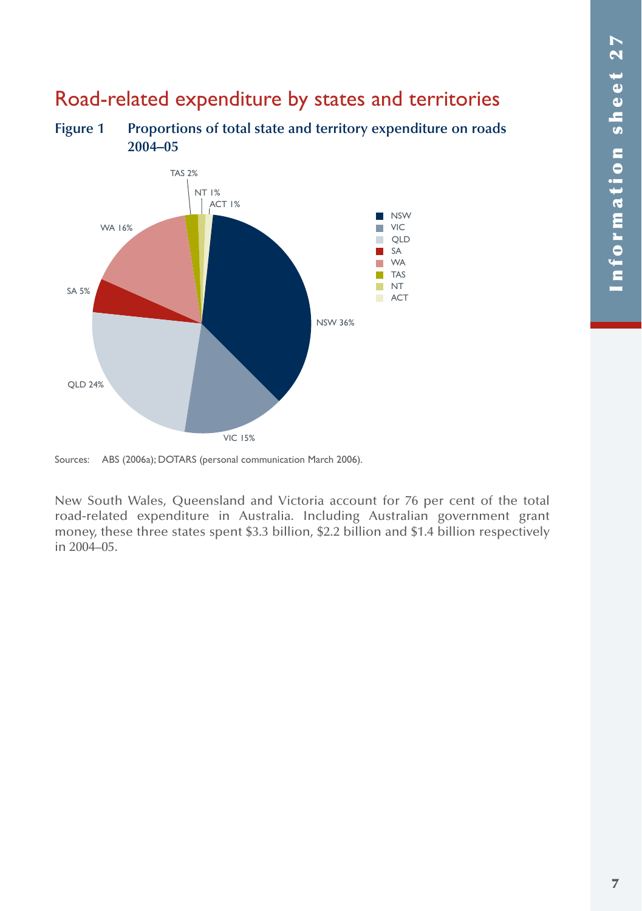# Road-related expenditure by states and territories

**Figure 1 Proportions of total state and territory expenditure on roads 2004–05**

| State/Territory | Proportion |
|---|---|
| NSW | 36% |
| VIC | 15% |
| QLD | 24% |
| SA | 5% |
| WA | 16% |
| TAS | 2% |
| NT | 1% |
| ACT | 1% |

Sources: ABS (2006a); DOTARS (personal communication March 2006).

New South Wales, Queensland and Victoria account for 76 per cent of the total road-related expenditure in Australia. Including Australian government grant money, these three states spent $3.3 billion, $2.2 billion and $1.4 billion respectively in 2004–05.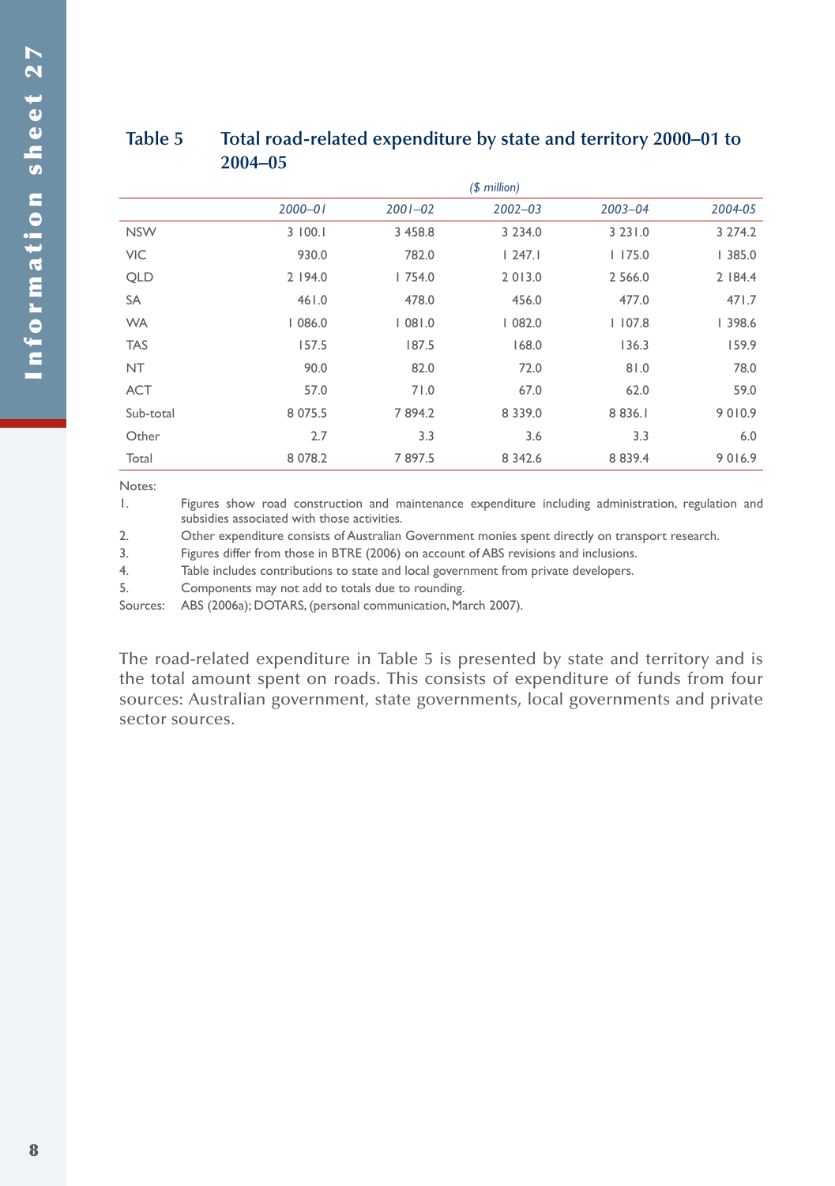**Table 5 Total road-related expenditure by state and territory 2000–01 to 2004–05**

*($ million)*

| | *2000–01* | *2001–02* | *2002–03* | *2003–04* | *2004-05* |
|---|---|---|---|---|---|
| NSW | 3 100.1 | 3 458.8 | 3 234.0 | 3 231.0 | 3 274.2 |
| VIC | 930.0 | 782.0 | 1 247.1 | 1 175.0 | 1 385.0 |
| QLD | 2 194.0 | 1 754.0 | 2 013.0 | 2 566.0 | 2 184.4 |
| SA | 461.0 | 478.0 | 456.0 | 477.0 | 471.7 |
| WA | 1 086.0 | 1 081.0 | 1 082.0 | 1 107.8 | 1 398.6 |
| TAS | 157.5 | 187.5 | 168.0 | 136.3 | 159.9 |
| NT | 90.0 | 82.0 | 72.0 | 81.0 | 78.0 |
| ACT | 57.0 | 71.0 | 67.0 | 62.0 | 59.0 |
| Sub-total | 8 075.5 | 7 894.2 | 8 339.0 | 8 836.1 | 9 010.9 |
| Other | 2.7 | 3.3 | 3.6 | 3.3 | 6.0 |
| Total | 8 078.2 | 7 897.5 | 8 342.6 | 8 839.4 | 9 016.9 |

Notes:

1. Figures show road construction and maintenance expenditure including administration, regulation and subsidies associated with those activities.
2. Other expenditure consists of Australian Government monies spent directly on transport research.
3. Figures differ from those in BTRE (2006) on account of ABS revisions and inclusions.
4. Table includes contributions to state and local government from private developers.
5. Components may not add to totals due to rounding.

Sources: ABS (2006a); DOTARS, (personal communication, March 2007).

The road-related expenditure in Table 5 is presented by state and territory and is the total amount spent on roads. This consists of expenditure of funds from four sources: Australian government, state governments, local governments and private sector sources.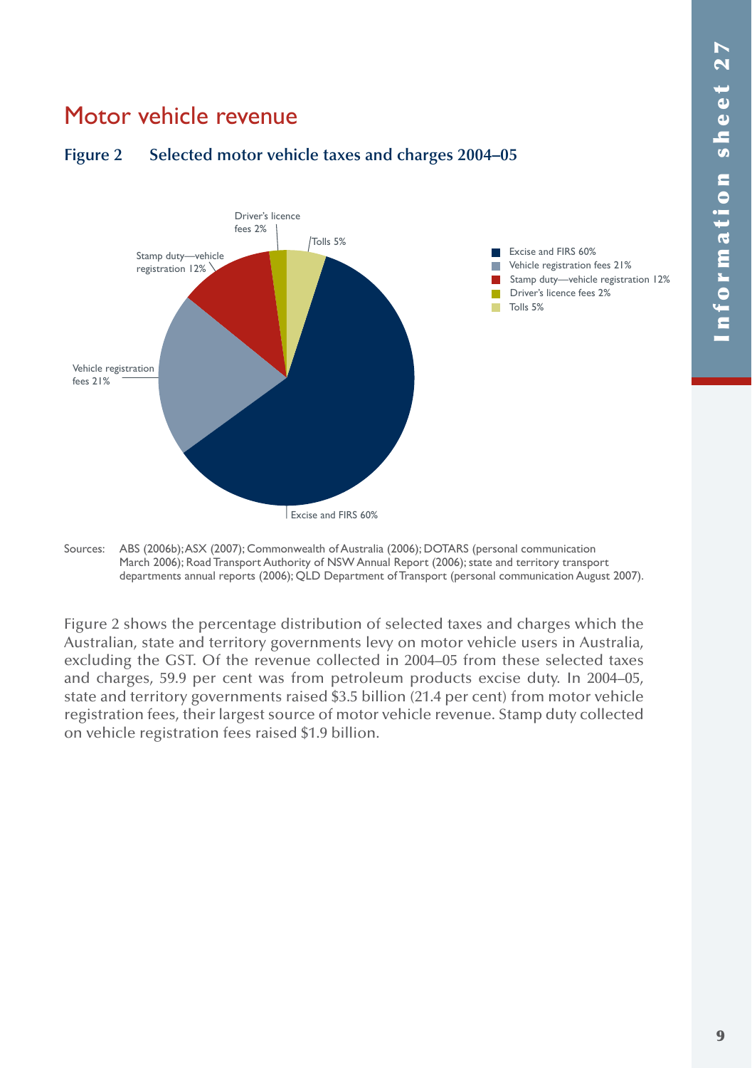# Motor vehicle revenue

**Figure 2 Selected motor vehicle taxes and charges 2004–05**

Excise and FIRS 60%
Vehicle registration fees 21%
Stamp duty—vehicle registration 12%
Driver's licence fees 2%
Tolls 5%

Sources: ABS (2006b); ASX (2007); Commonwealth of Australia (2006); DOTARS (personal communication March 2006); Road Transport Authority of NSW Annual Report (2006); state and territory transport departments annual reports (2006); QLD Department of Transport (personal communication August 2007).

Figure 2 shows the percentage distribution of selected taxes and charges which the Australian, state and territory governments levy on motor vehicle users in Australia, excluding the GST. Of the revenue collected in 2004–05 from these selected taxes and charges, 59.9 per cent was from petroleum products excise duty. In 2004–05, state and territory governments raised $3.5 billion (21.4 per cent) from motor vehicle registration fees, their largest source of motor vehicle revenue. Stamp duty collected on vehicle registration fees raised $1.9 billion.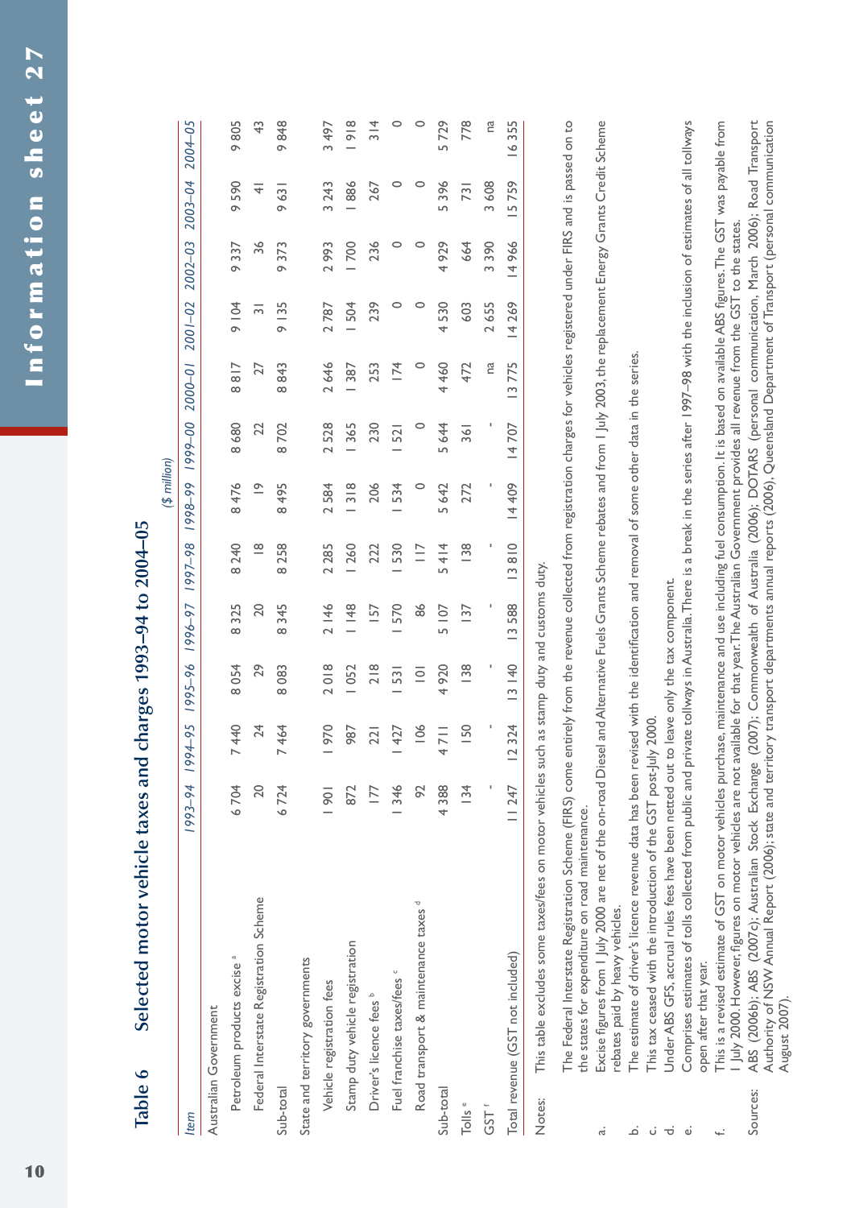## Table 6 Selected motor vehicle taxes and charges 1993–94 to 2004–05

($ million)

| Item | 1993–94 | 1994–95 | 1995–96 | 1996–97 | 1997–98 | 1998–99 | 1999–00 | 2000–01 | 2001–02 | 2002–03 | 2003–04 | 2004–05 |
|---|---|---|---|---|---|---|---|---|---|---|---|---|
| Australian Government | | | | | | | | | | | | |
| Petroleum products excise [a] | 6 704 | 7 440 | 8 054 | 8 325 | 8 240 | 8 476 | 8 680 | 8 817 | 9 104 | 9 337 | 9 590 | 9 805 |
| Federal Interstate Registration Scheme | 20 | 24 | 29 | 20 | 18 | 19 | 22 | 27 | 31 | 36 | 41 | 43 |
| Sub-total | 6 724 | 7 464 | 8 083 | 8 345 | 8 258 | 8 495 | 8 702 | 8 843 | 9 135 | 9 373 | 9 631 | 9 848 |
| State and territory governments | | | | | | | | | | | | |
| Vehicle registration fees | 1 901 | 1 970 | 2 018 | 2 146 | 2 285 | 2 584 | 2 528 | 2 646 | 2 787 | 2 993 | 3 243 | 3 497 |
| Stamp duty vehicle registration | 872 | 987 | 1 052 | 1 148 | 1 260 | 1 318 | 1 365 | 1 387 | 1 504 | 1 700 | 1 886 | 1 918 |
| Driver's licence fees [b] | 177 | 221 | 218 | 157 | 222 | 206 | 230 | 253 | 239 | 236 | 267 | 314 |
| Fuel franchise taxes/fees [c] | 1 346 | 1 427 | 1 531 | 1 570 | 1 530 | 1 534 | 1 521 | 174 | 0 | 0 | 0 | 0 |
| Road transport & maintenance taxes [d] | 92 | 106 | 101 | 86 | 117 | 0 | 0 | 0 | 0 | 0 | 0 | 0 |
| Sub-total | 4 388 | 4 711 | 4 920 | 5 107 | 5 414 | 5 642 | 5 644 | 4 460 | 4 530 | 4 929 | 5 396 | 5 729 |
| Tolls [e] | 134 | 150 | 138 | 137 | 138 | 272 | 361 | 472 | 603 | 664 | 731 | 778 |
| GST [f] | - | - | - | - | - | - | - | na | 2 655 | 3 390 | 3 608 | na |
| Total revenue (GST not included) | 11 247 | 12 324 | 13 140 | 13 588 | 13 810 | 14 409 | 14 707 | 13 775 | 14 269 | 14 966 | 15 759 | 16 355 |

Notes: This table excludes some taxes/fees on motor vehicles such as stamp duty and customs duty.

The Federal Interstate Registration Scheme (FIRS) come entirely from the revenue collected from registration charges for vehicles registered under FIRS and is passed on to the states for expenditure on road maintenance.

a. Excise figures from 1 July 2000 are net of the on-road Diesel and Alternative Fuels Grants Scheme rebates and from 1 July 2003, the replacement Energy Grants Credit Scheme rebates paid by heavy vehicles.

b. The estimate of driver's licence revenue data has been revised with the identification and removal of some other data in the series.

c. This tax ceased with the introduction of the GST post-July 2000.

d. Under ABS GFS, accrual rules fees have been netted out to leave only the tax component.

e. Comprises estimates of tolls collected from public and private tollways in Australia. There is a break in the series after 1997–98 with the inclusion of estimates of all tollways open after that year.

f. This is a revised estimate of GST on motor vehicles purchase, maintenance and use including fuel consumption. It is based on available ABS figures. The GST was payable from 1 July 2000. However, figures on motor vehicles are not available for that year. The Australian Government provides all revenue from the GST to the states.

Sources: ABS (2006b); ABS (2007c); Australian Stock Exchange (2007); Commonwealth of Australia (2006); DOTARS (personal communication, March 2006); Road Transport Authority of NSW Annual Report (2006); state and territory transport departments annual reports (2006), Queensland Department of Transport (personal communication August 2007).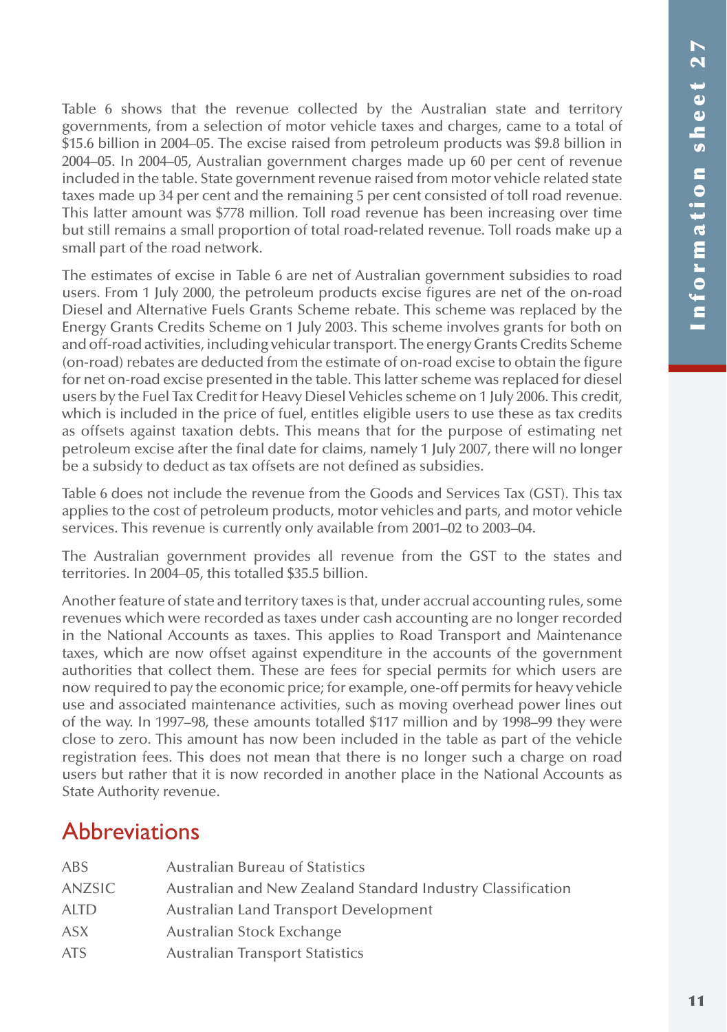Table 6 shows that the revenue collected by the Australian state and territory governments, from a selection of motor vehicle taxes and charges, came to a total of $15.6 billion in 2004–05. The excise raised from petroleum products was $9.8 billion in 2004–05. In 2004–05, Australian government charges made up 60 per cent of revenue included in the table. State government revenue raised from motor vehicle related state taxes made up 34 per cent and the remaining 5 per cent consisted of toll road revenue. This latter amount was $778 million. Toll road revenue has been increasing over time but still remains a small proportion of total road-related revenue. Toll roads make up a small part of the road network.

The estimates of excise in Table 6 are net of Australian government subsidies to road users. From 1 July 2000, the petroleum products excise figures are net of the on-road Diesel and Alternative Fuels Grants Scheme rebate. This scheme was replaced by the Energy Grants Credits Scheme on 1 July 2003. This scheme involves grants for both on and off-road activities, including vehicular transport. The energy Grants Credits Scheme (on-road) rebates are deducted from the estimate of on-road excise to obtain the figure for net on-road excise presented in the table. This latter scheme was replaced for diesel users by the Fuel Tax Credit for Heavy Diesel Vehicles scheme on 1 July 2006. This credit, which is included in the price of fuel, entitles eligible users to use these as tax credits as offsets against taxation debts. This means that for the purpose of estimating net petroleum excise after the final date for claims, namely 1 July 2007, there will no longer be a subsidy to deduct as tax offsets are not defined as subsidies.

Table 6 does not include the revenue from the Goods and Services Tax (GST). This tax applies to the cost of petroleum products, motor vehicles and parts, and motor vehicle services. This revenue is currently only available from 2001–02 to 2003–04.

The Australian government provides all revenue from the GST to the states and territories. In 2004–05, this totalled $35.5 billion.

Another feature of state and territory taxes is that, under accrual accounting rules, some revenues which were recorded as taxes under cash accounting are no longer recorded in the National Accounts as taxes. This applies to Road Transport and Maintenance taxes, which are now offset against expenditure in the accounts of the government authorities that collect them. These are fees for special permits for which users are now required to pay the economic price; for example, one-off permits for heavy vehicle use and associated maintenance activities, such as moving overhead power lines out of the way. In 1997–98, these amounts totalled $117 million and by 1998–99 they were close to zero. This amount has now been included in the table as part of the vehicle registration fees. This does not mean that there is no longer such a charge on road users but rather that it is now recorded in another place in the National Accounts as State Authority revenue.

## Abbreviations

| | |
|---|---|
| ABS | Australian Bureau of Statistics |
| ANZSIC | Australian and New Zealand Standard Industry Classification |
| ALTD | Australian Land Transport Development |
| ASX | Australian Stock Exchange |
| ATS | Australian Transport Statistics |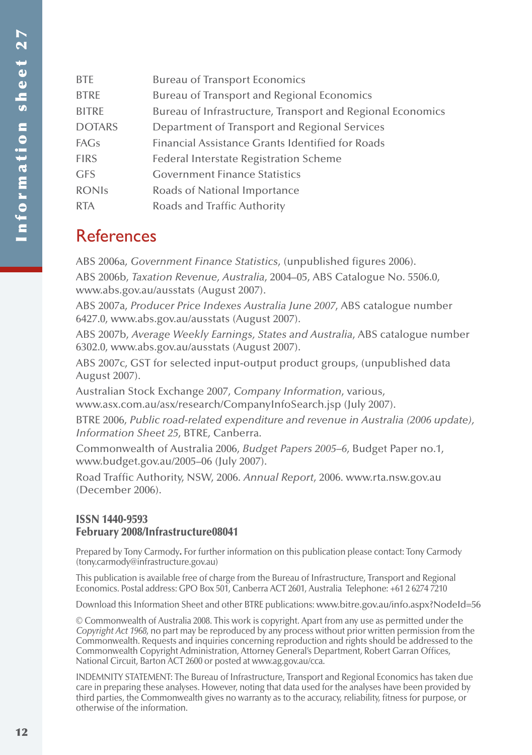| | |
|---|---|
| BTE | Bureau of Transport Economics |
| BTRE | Bureau of Transport and Regional Economics |
| BITRE | Bureau of Infrastructure, Transport and Regional Economics |
| DOTARS | Department of Transport and Regional Services |
| FAGs | Financial Assistance Grants Identified for Roads |
| FIRS | Federal Interstate Registration Scheme |
| GFS | Government Finance Statistics |
| RONIs | Roads of National Importance |
| RTA | Roads and Traffic Authority |

## References

ABS 2006a, *Government Finance Statistics*, (unpublished figures 2006).

ABS 2006b, *Taxation Revenue, Australia*, 2004–05, ABS Catalogue No. 5506.0, www.abs.gov.au/ausstats (August 2007).

ABS 2007a, *Producer Price Indexes Australia June 2007*, ABS catalogue number 6427.0, www.abs.gov.au/ausstats (August 2007).

ABS 2007b, *Average Weekly Earnings, States and Australia*, ABS catalogue number 6302.0, www.abs.gov.au/ausstats (August 2007).

ABS 2007c, GST for selected input-output product groups, (unpublished data August 2007).

Australian Stock Exchange 2007, *Company Information*, various, www.asx.com.au/asx/research/CompanyInfoSearch.jsp (July 2007).

BTRE 2006, *Public road-related expenditure and revenue in Australia (2006 update), Information Sheet 25*, BTRE, Canberra.

Commonwealth of Australia 2006, *Budget Papers 2005–6*, Budget Paper no.1, www.budget.gov.au/2005–06 (July 2007).

Road Traffic Authority, NSW, 2006. *Annual Report*, 2006. www.rta.nsw.gov.au (December 2006).

**ISSN 1440-9593**
**February 2008/Infrastructure08041**

Prepared by Tony Carmody**.** For further information on this publication please contact: Tony Carmody (tony.carmody@infrastructure.gov.au)

This publication is available free of charge from the Bureau of Infrastructure, Transport and Regional Economics. Postal address: GPO Box 501, Canberra ACT 2601, Australia Telephone: +61 2 6274 7210

Download this Information Sheet and other BTRE publications: www.bitre.gov.au/info.aspx?NodeId=56

© Commonwealth of Australia 2008. This work is copyright. Apart from any use as permitted under the *Copyright Act 1968*, no part may be reproduced by any process without prior written permission from the Commonwealth. Requests and inquiries concerning reproduction and rights should be addressed to the Commonwealth Copyright Administration, Attorney General's Department, Robert Garran Offices, National Circuit, Barton ACT 2600 or posted at www.ag.gov.au/cca.

INDEMNITY STATEMENT: The Bureau of Infrastructure, Transport and Regional Economics has taken due care in preparing these analyses. However, noting that data used for the analyses have been provided by third parties, the Commonwealth gives no warranty as to the accuracy, reliability, fitness for purpose, or otherwise of the information.